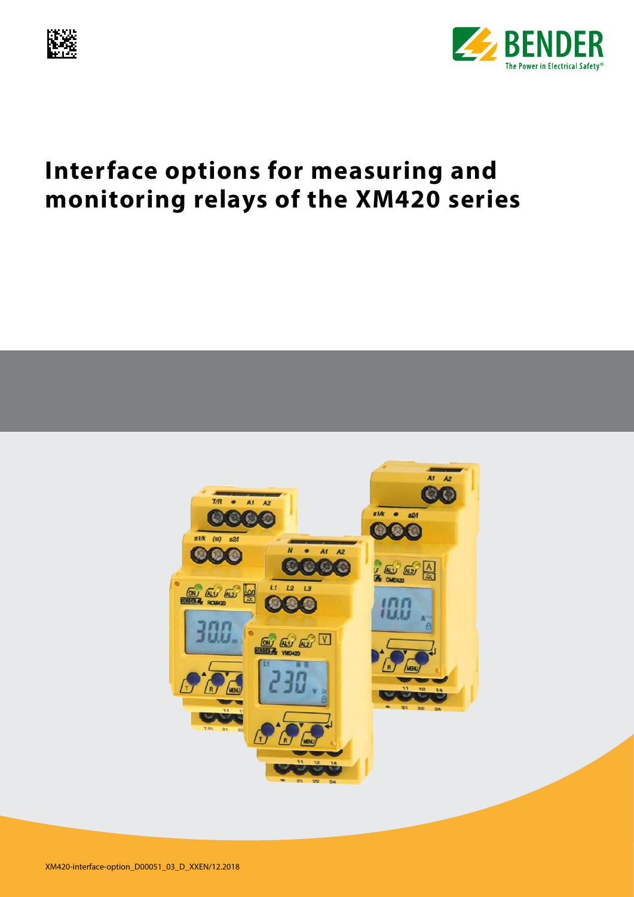# Interface options for measuring and monitoring relays of the XM420 series

XM420-interface-option_D00051_03_D_XXEN/12.2018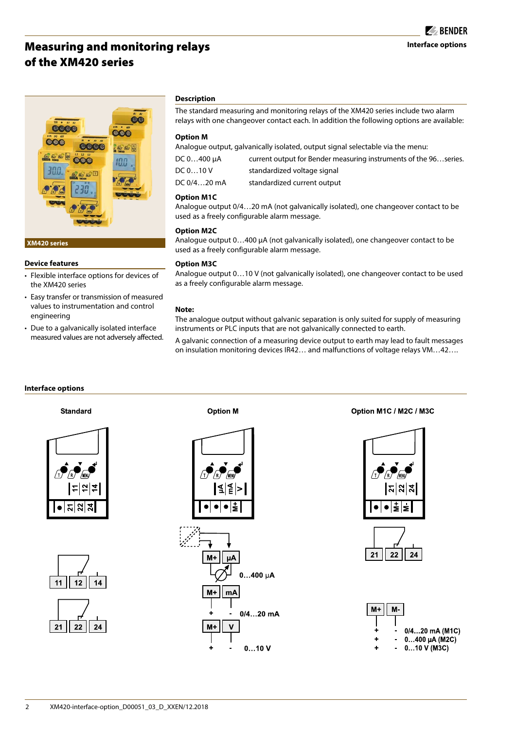# Measuring and monitoring relays of the XM420 series

XM420 series

## Device features

- Flexible interface options for devices of the XM420 series
- Easy transfer or transmission of measured values to instrumentation and control engineering
- Due to a galvanically isolated interface measured values are not adversely affected.

## Description

The standard measuring and monitoring relays of the XM420 series include two alarm relays with one changeover contact each. In addition the following options are available:

**Option M**

Analogue output, galvanically isolated, output signal selectable via the menu:

| | |
|---|---|
| DC 0…400 µA | current output for Bender measuring instruments of the 96…series. |
| DC 0…10 V | standardized voltage signal |
| DC 0/4…20 mA | standardized current output |

**Option M1C**

Analogue output 0/4…20 mA (not galvanically isolated), one changeover contact to be used as a freely configurable alarm message.

**Option M2C**

Analogue output 0…400 µA (not galvanically isolated), one changeover contact to be used as a freely configurable alarm message.

**Option M3C**

Analogue output 0…10 V (not galvanically isolated), one changeover contact to be used as a freely configurable alarm message.

**Note:**

The analogue output without galvanic separation is only suited for supply of measuring instruments or PLC inputs that are not galvanically connected to earth.

A galvanic connection of a measuring device output to earth may lead to fault messages on insulation monitoring devices IR42… and malfunctions of voltage relays VM…42….

## Interface options

**Standard**

11 12 14

21 22 24

**Option M**

M+ µA — 0…400 µA

M+ mA — + - 0/4…20 mA

M+ V — + - 0…10 V

**Option M1C / M2C / M3C**

21 22 24

M+ M-

+ - 0/4…20 mA (M1C)

+ - 0…400 µA (M2C)

+ - 0…10 V (M3C)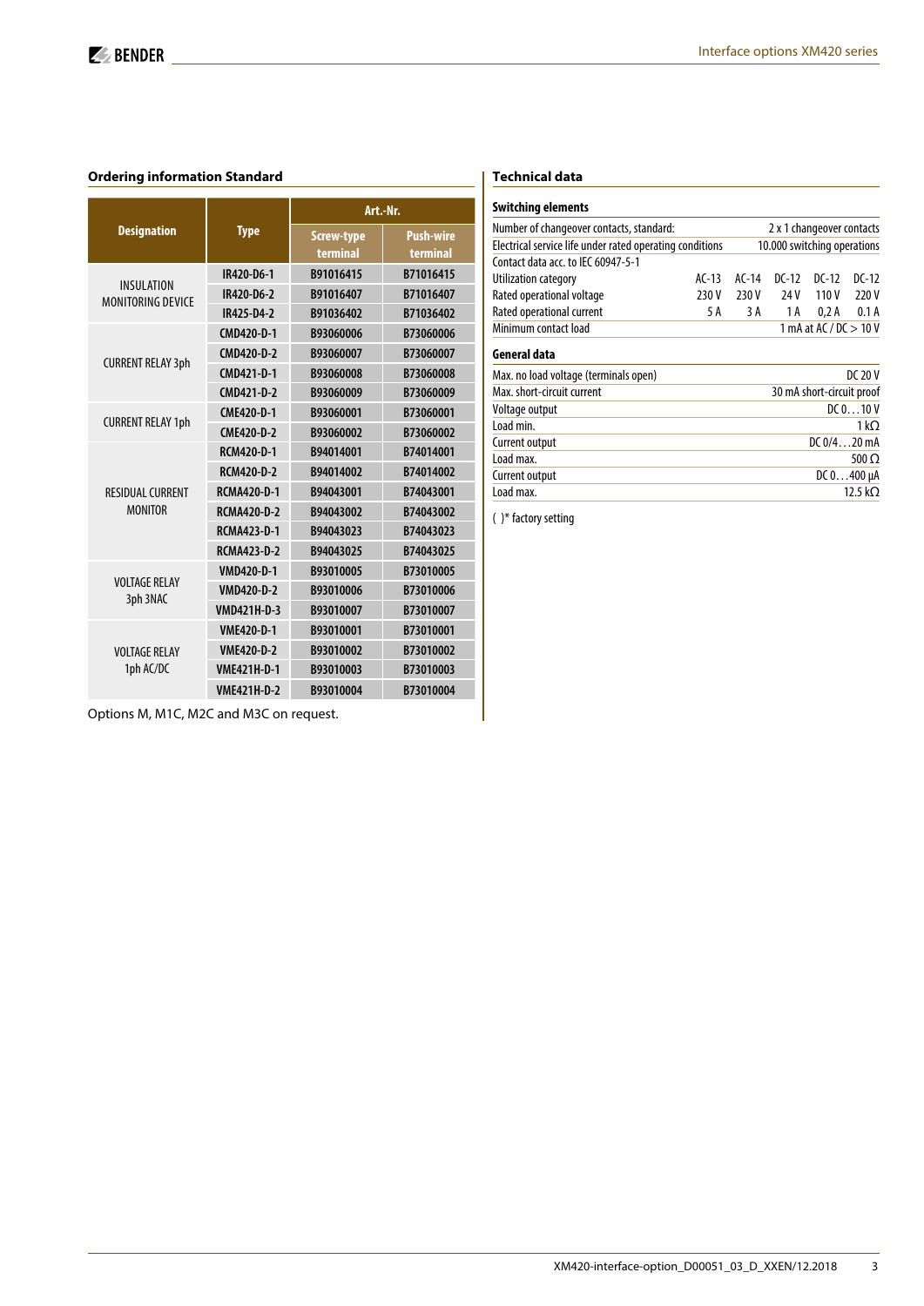## Ordering information Standard

| Designation | Type | Art.-Nr. | |
|---|---|---|---|
| | | Screw-type terminal | Push-wire terminal |
| INSULATION MONITORING DEVICE | IR420-D6-1 | B91016415 | B71016415 |
| | IR420-D6-2 | B91016407 | B71016407 |
| | IR425-D4-2 | B91036402 | B71036402 |
| CURRENT RELAY 3ph | CMD420-D-1 | B93060006 | B73060006 |
| | CMD420-D-2 | B93060007 | B73060007 |
| | CMD421-D-1 | B93060008 | B73060008 |
| | CMD421-D-2 | B93060009 | B73060009 |
| CURRENT RELAY 1ph | CME420-D-1 | B93060001 | B73060001 |
| | CME420-D-2 | B93060002 | B73060002 |
| RESIDUAL CURRENT MONITOR | RCM420-D-1 | B94014001 | B74014001 |
| | RCM420-D-2 | B94014002 | B74014002 |
| | RCMA420-D-1 | B94043001 | B74043001 |
| | RCMA420-D-2 | B94043002 | B74043002 |
| | RCMA423-D-1 | B94043023 | B74043023 |
| | RCMA423-D-2 | B94043025 | B74043025 |
| VOLTAGE RELAY 3ph 3NAC | VMD420-D-1 | B93010005 | B73010005 |
| | VMD420-D-2 | B93010006 | B73010006 |
| | VMD421H-D-3 | B93010007 | B73010007 |
| VOLTAGE RELAY 1ph AC/DC | VME420-D-1 | B93010001 | B73010001 |
| | VME420-D-2 | B93010002 | B73010002 |
| | VME421H-D-1 | B93010003 | B73010003 |
| | VME421H-D-2 | B93010004 | B73010004 |

Options M, M1C, M2C and M3C on request.

## Technical data

### Switching elements

| | | | | | |
|---|---|---|---|---|---|
| Number of changeover contacts, standard: | 2 x 1 changeover contacts | | | | |
| Electrical service life under rated operating conditions | 10.000 switching operations | | | | |
| Contact data acc. to IEC 60947-5-1 | | | | | |
| Utilization category | AC-13 | AC-14 | DC-12 | DC-12 | DC-12 |
| Rated operational voltage | 230 V | 230 V | 24 V | 110 V | 220 V |
| Rated operational current | 5 A | 3 A | 1 A | 0,2 A | 0.1 A |
| Minimum contact load | 1 mA at AC / DC > 10 V | | | | |

### General data

| | |
|---|---|
| Max. no load voltage (terminals open) | DC 20 V |
| Max. short-circuit current | 30 mA short-circuit proof |
| Voltage output | DC 0…10 V |
| Load min. | 1 kΩ |
| Current output | DC 0/4…20 mA |
| Load max. | 500 Ω |
| Current output | DC 0…400 µA |
| Load max. | 12.5 kΩ |

( )* factory setting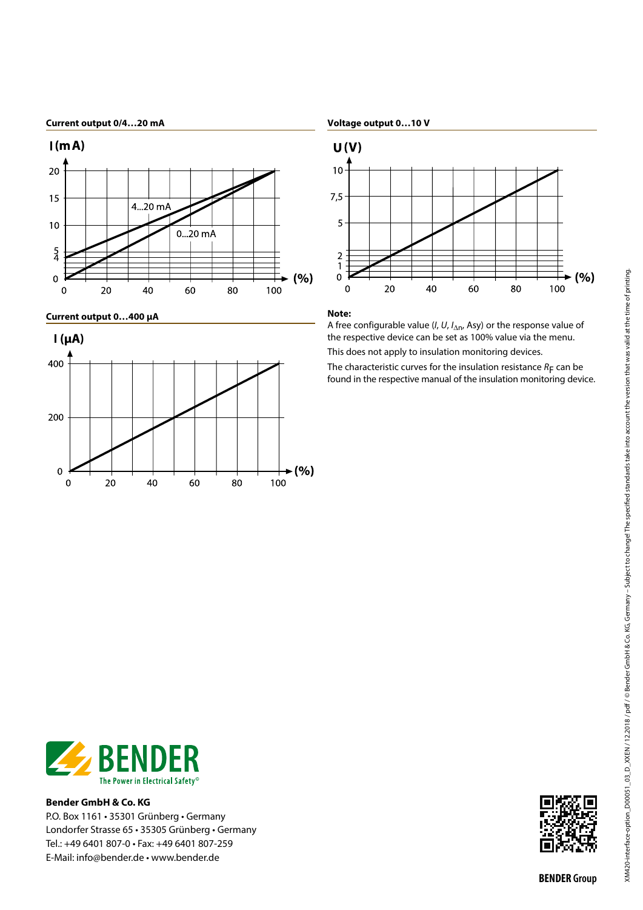### Current output 0/4…20 mA

I (mA)

20
15
10
5
4
0

4...20 mA

0...20 mA

0 20 40 60 80 100 (%)

### Voltage output 0…10 V

U (V)

10
7,5
5
2
1
0

0 20 40 60 80 100 (%)

### Current output 0…400 µA

I (µA)

400
200
0

0 20 40 60 80 100 (%)

**Note:**

A free configurable value (*I*, *U*, $I_{\Delta n}$, Asy) or the response value of the respective device can be set as 100% value via the menu.

This does not apply to insulation monitoring devices.

The characteristic curves for the insulation resistance $R_F$ can be found in the respective manual of the insulation monitoring device.

BENDER
The Power in Electrical Safety®

**Bender GmbH & Co. KG**
P.O. Box 1161 • 35301 Grünberg • Germany
Londorfer Strasse 65 • 35305 Grünberg • Germany
Tel.: +49 6401 807-0 • Fax: +49 6401 807-259
E-Mail: info@bender.de • www.bender.de

BENDER Group

XM420-interface-option_D00051_03_D_XXEN / 12.2018 / pdf / © Bender GmbH & Co. KG, Germany – Subject to change! The specified standards take into account the version that was valid at the time of printing.